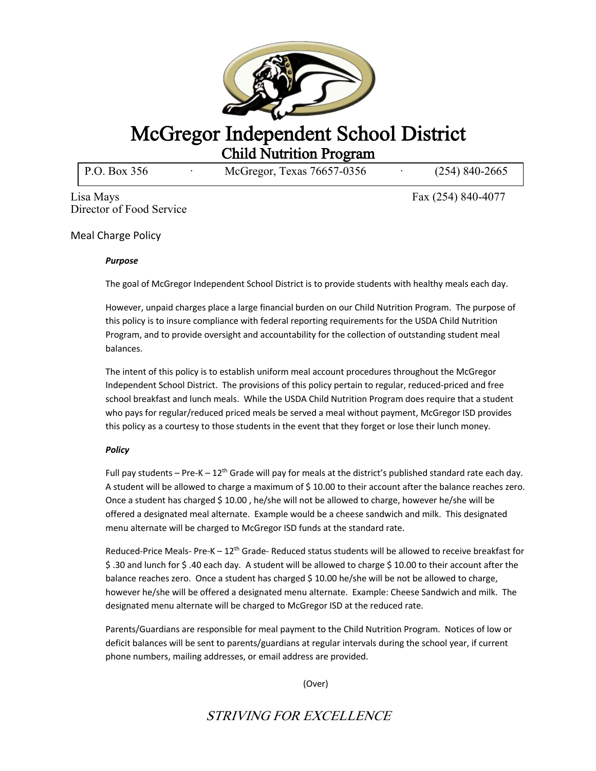# McGregor Independent School District

## Child Nutrition Program

P.O. Box 356 · McGregor, Texas 76657-0356 · (254) 840-2665

Lisa Mays
Director of Food Service

Fax (254) 840-4077

### Meal Charge Policy

***Purpose***

The goal of McGregor Independent School District is to provide students with healthy meals each day.

However, unpaid charges place a large financial burden on our Child Nutrition Program. The purpose of this policy is to insure compliance with federal reporting requirements for the USDA Child Nutrition Program, and to provide oversight and accountability for the collection of outstanding student meal balances.

The intent of this policy is to establish uniform meal account procedures throughout the McGregor Independent School District. The provisions of this policy pertain to regular, reduced-priced and free school breakfast and lunch meals. While the USDA Child Nutrition Program does require that a student who pays for regular/reduced priced meals be served a meal without payment, McGregor ISD provides this policy as a courtesy to those students in the event that they forget or lose their lunch money.

***Policy***

Full pay students – Pre-K – 12th Grade will pay for meals at the district's published standard rate each day. A student will be allowed to charge a maximum of $ 10.00 to their account after the balance reaches zero. Once a student has charged $ 10.00 , he/she will not be allowed to charge, however he/she will be offered a designated meal alternate. Example would be a cheese sandwich and milk. This designated menu alternate will be charged to McGregor ISD funds at the standard rate.

Reduced-Price Meals- Pre-K – 12th Grade- Reduced status students will be allowed to receive breakfast for $ .30 and lunch for $ .40 each day. A student will be allowed to charge $ 10.00 to their account after the balance reaches zero. Once a student has charged $ 10.00 he/she will be not be allowed to charge, however he/she will be offered a designated menu alternate. Example: Cheese Sandwich and milk. The designated menu alternate will be charged to McGregor ISD at the reduced rate.

Parents/Guardians are responsible for meal payment to the Child Nutrition Program. Notices of low or deficit balances will be sent to parents/guardians at regular intervals during the school year, if current phone numbers, mailing addresses, or email address are provided.

(Over)

*STRIVING FOR EXCELLENCE*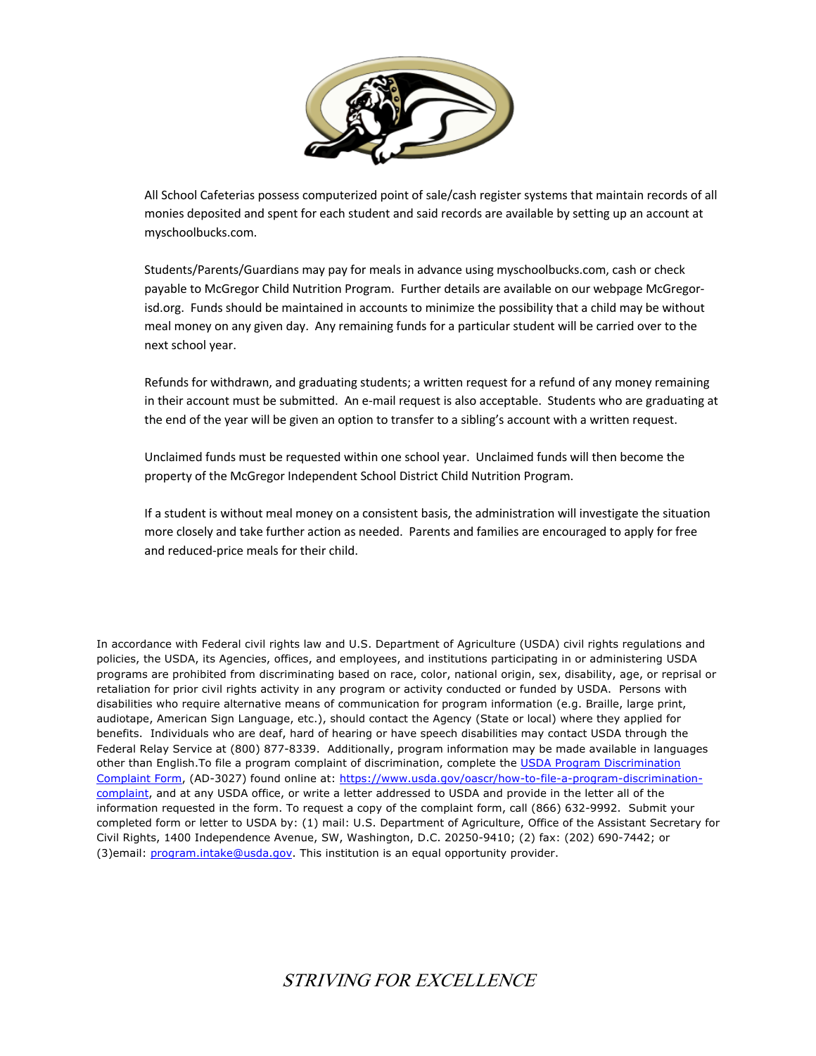All School Cafeterias possess computerized point of sale/cash register systems that maintain records of all monies deposited and spent for each student and said records are available by setting up an account at myschoolbucks.com.

Students/Parents/Guardians may pay for meals in advance using myschoolbucks.com, cash or check payable to McGregor Child Nutrition Program. Further details are available on our webpage McGregor-isd.org. Funds should be maintained in accounts to minimize the possibility that a child may be without meal money on any given day. Any remaining funds for a particular student will be carried over to the next school year.

Refunds for withdrawn, and graduating students; a written request for a refund of any money remaining in their account must be submitted. An e-mail request is also acceptable. Students who are graduating at the end of the year will be given an option to transfer to a sibling's account with a written request.

Unclaimed funds must be requested within one school year. Unclaimed funds will then become the property of the McGregor Independent School District Child Nutrition Program.

If a student is without meal money on a consistent basis, the administration will investigate the situation more closely and take further action as needed. Parents and families are encouraged to apply for free and reduced-price meals for their child.

In accordance with Federal civil rights law and U.S. Department of Agriculture (USDA) civil rights regulations and policies, the USDA, its Agencies, offices, and employees, and institutions participating in or administering USDA programs are prohibited from discriminating based on race, color, national origin, sex, disability, age, or reprisal or retaliation for prior civil rights activity in any program or activity conducted or funded by USDA. Persons with disabilities who require alternative means of communication for program information (e.g. Braille, large print, audiotape, American Sign Language, etc.), should contact the Agency (State or local) where they applied for benefits. Individuals who are deaf, hard of hearing or have speech disabilities may contact USDA through the Federal Relay Service at (800) 877-8339. Additionally, program information may be made available in languages other than English.To file a program complaint of discrimination, complete the [USDA Program Discrimination Complaint Form](https://www.usda.gov/oascr/how-to-file-a-program-discrimination-complaint), (AD-3027) found online at: [https://www.usda.gov/oascr/how-to-file-a-program-discrimination-complaint](https://www.usda.gov/oascr/how-to-file-a-program-discrimination-complaint), and at any USDA office, or write a letter addressed to USDA and provide in the letter all of the information requested in the form. To request a copy of the complaint form, call (866) 632-9992. Submit your completed form or letter to USDA by: (1) mail: U.S. Department of Agriculture, Office of the Assistant Secretary for Civil Rights, 1400 Independence Avenue, SW, Washington, D.C. 20250-9410; (2) fax: (202) 690-7442; or (3)email: [program.intake@usda.gov](mailto:program.intake@usda.gov). This institution is an equal opportunity provider.

*STRIVING FOR EXCELLENCE*